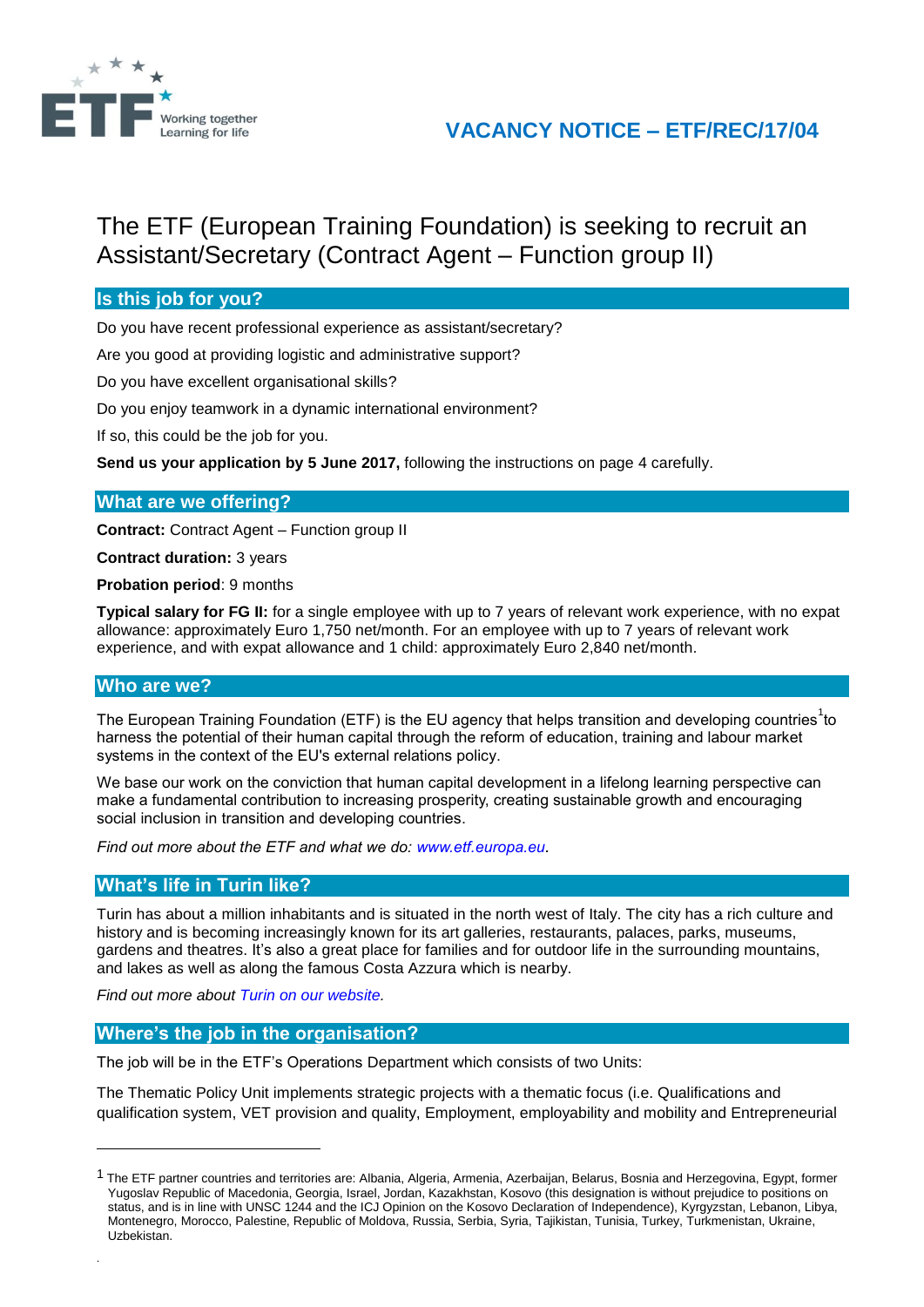# VACANCY NOTICE – ETF/REC/17/04

## The ETF (European Training Foundation) is seeking to recruit an Assistant/Secretary (Contract Agent – Function group II)

### Is this job for you?

Do you have recent professional experience as assistant/secretary?

Are you good at providing logistic and administrative support?

Do you have excellent organisational skills?

Do you enjoy teamwork in a dynamic international environment?

If so, this could be the job for you.

**Send us your application by 5 June 2017,** following the instructions on page 4 carefully.

### What are we offering?

**Contract:** Contract Agent – Function group II

**Contract duration:** 3 years

**Probation period**: 9 months

**Typical salary for FG II:** for a single employee with up to 7 years of relevant work experience, with no expat allowance: approximately Euro 1,750 net/month. For an employee with up to 7 years of relevant work experience, and with expat allowance and 1 child: approximately Euro 2,840 net/month.

### Who are we?

The European Training Foundation (ETF) is the EU agency that helps transition and developing countries[1] to harness the potential of their human capital through the reform of education, training and labour market systems in the context of the EU's external relations policy.

We base our work on the conviction that human capital development in a lifelong learning perspective can make a fundamental contribution to increasing prosperity, creating sustainable growth and encouraging social inclusion in transition and developing countries.

*Find out more about the ETF and what we do: www.etf.europa.eu.*

### What's life in Turin like?

Turin has about a million inhabitants and is situated in the north west of Italy. The city has a rich culture and history and is becoming increasingly known for its art galleries, restaurants, palaces, parks, museums, gardens and theatres. It's also a great place for families and for outdoor life in the surrounding mountains, and lakes as well as along the famous Costa Azzura which is nearby.

*Find out more about Turin on our website.*

### Where's the job in the organisation?

The job will be in the ETF's Operations Department which consists of two Units:

The Thematic Policy Unit implements strategic projects with a thematic focus (i.e. Qualifications and qualification system, VET provision and quality, Employment, employability and mobility and Entrepreneurial

---

[1] The ETF partner countries and territories are: Albania, Algeria, Armenia, Azerbaijan, Belarus, Bosnia and Herzegovina, Egypt, former Yugoslav Republic of Macedonia, Georgia, Israel, Jordan, Kazakhstan, Kosovo (this designation is without prejudice to positions on status, and is in line with UNSC 1244 and the ICJ Opinion on the Kosovo Declaration of Independence), Kyrgyzstan, Lebanon, Libya, Montenegro, Morocco, Palestine, Republic of Moldova, Russia, Serbia, Syria, Tajikistan, Tunisia, Turkey, Turkmenistan, Ukraine, Uzbekistan.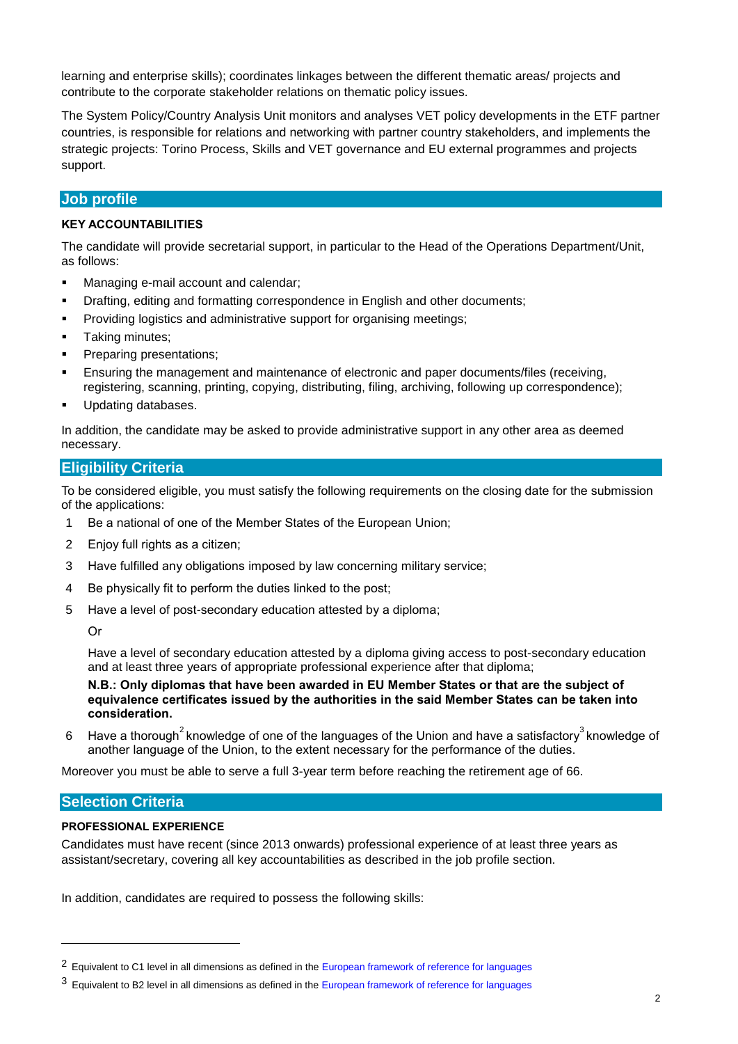learning and enterprise skills); coordinates linkages between the different thematic areas/ projects and contribute to the corporate stakeholder relations on thematic policy issues.

The System Policy/Country Analysis Unit monitors and analyses VET policy developments in the ETF partner countries, is responsible for relations and networking with partner country stakeholders, and implements the strategic projects: Torino Process, Skills and VET governance and EU external programmes and projects support.

## Job profile

**KEY ACCOUNTABILITIES**

The candidate will provide secretarial support, in particular to the Head of the Operations Department/Unit, as follows:

- Managing e-mail account and calendar;
- Drafting, editing and formatting correspondence in English and other documents;
- Providing logistics and administrative support for organising meetings;
- Taking minutes;
- Preparing presentations;
- Ensuring the management and maintenance of electronic and paper documents/files (receiving, registering, scanning, printing, copying, distributing, filing, archiving, following up correspondence);
- Updating databases.

In addition, the candidate may be asked to provide administrative support in any other area as deemed necessary.

## Eligibility Criteria

To be considered eligible, you must satisfy the following requirements on the closing date for the submission of the applications:

1. Be a national of one of the Member States of the European Union;
2. Enjoy full rights as a citizen;
3. Have fulfilled any obligations imposed by law concerning military service;
4. Be physically fit to perform the duties linked to the post;
5. Have a level of post-secondary education attested by a diploma;

   Or

   Have a level of secondary education attested by a diploma giving access to post-secondary education and at least three years of appropriate professional experience after that diploma;

   **N.B.: Only diplomas that have been awarded in EU Member States or that are the subject of equivalence certificates issued by the authorities in the said Member States can be taken into consideration.**
6. Have a thorough[2] knowledge of one of the languages of the Union and have a satisfactory[3] knowledge of another language of the Union, to the extent necessary for the performance of the duties.

Moreover you must be able to serve a full 3-year term before reaching the retirement age of 66.

## Selection Criteria

**PROFESSIONAL EXPERIENCE**

Candidates must have recent (since 2013 onwards) professional experience of at least three years as assistant/secretary, covering all key accountabilities as described in the job profile section.

In addition, candidates are required to possess the following skills:

---

[2] Equivalent to C1 level in all dimensions as defined in the European framework of reference for languages

[3] Equivalent to B2 level in all dimensions as defined in the European framework of reference for languages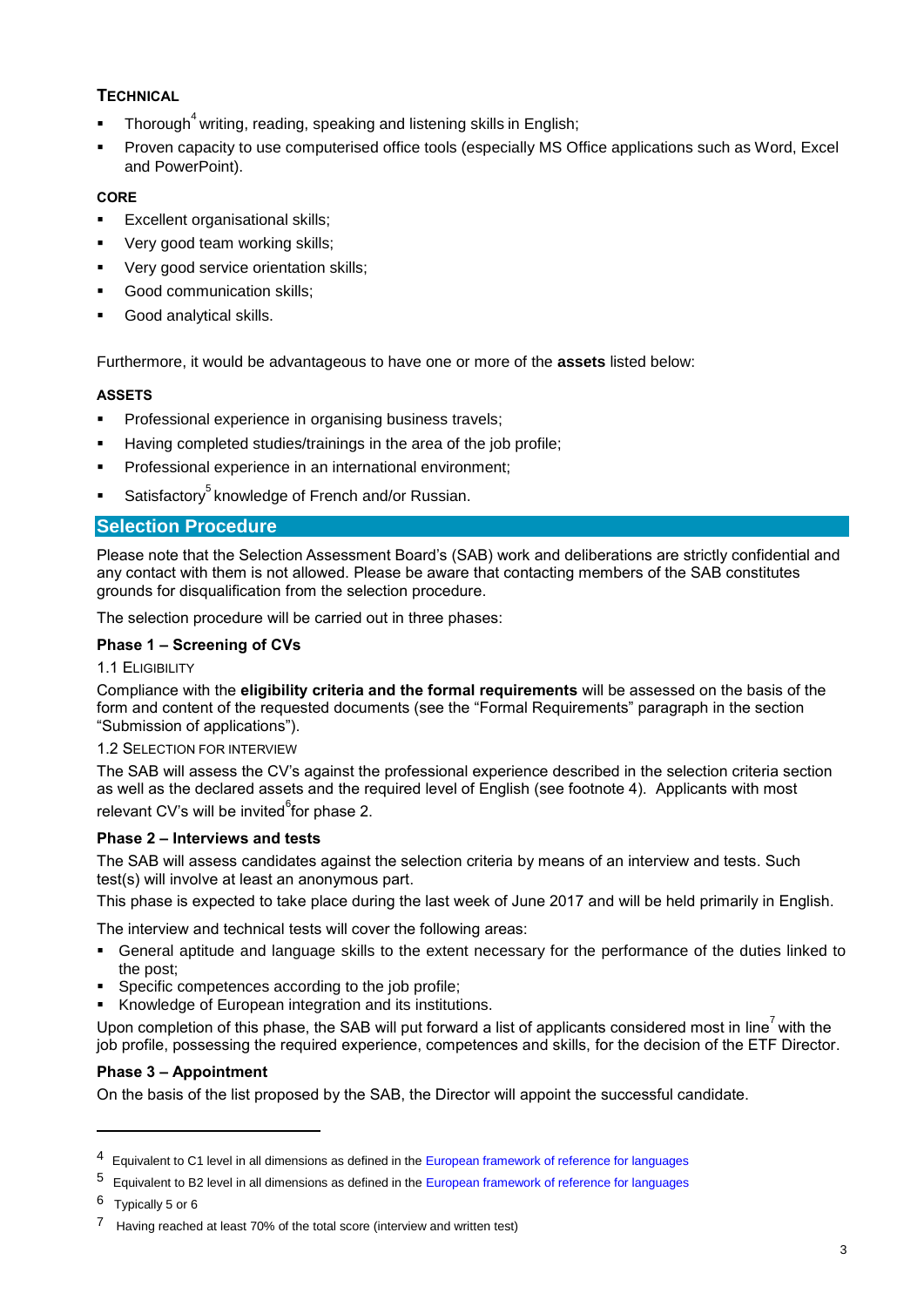### TECHNICAL

- Thorough[4] writing, reading, speaking and listening skills in English;
- Proven capacity to use computerised office tools (especially MS Office applications such as Word, Excel and PowerPoint).

#### CORE

- Excellent organisational skills;
- Very good team working skills;
- Very good service orientation skills;
- Good communication skills;
- Good analytical skills.

Furthermore, it would be advantageous to have one or more of the **assets** listed below:

#### ASSETS

- Professional experience in organising business travels;
- Having completed studies/trainings in the area of the job profile;
- Professional experience in an international environment;
- Satisfactory[5] knowledge of French and/or Russian.

## Selection Procedure

Please note that the Selection Assessment Board's (SAB) work and deliberations are strictly confidential and any contact with them is not allowed. Please be aware that contacting members of the SAB constitutes grounds for disqualification from the selection procedure.

The selection procedure will be carried out in three phases:

**Phase 1 – Screening of CVs**

1.1 ELIGIBILITY

Compliance with the **eligibility criteria and the formal requirements** will be assessed on the basis of the form and content of the requested documents (see the "Formal Requirements" paragraph in the section "Submission of applications").

1.2 SELECTION FOR INTERVIEW

The SAB will assess the CV's against the professional experience described in the selection criteria section as well as the declared assets and the required level of English (see footnote 4). Applicants with most relevant CV's will be invited[6] for phase 2.

**Phase 2 – Interviews and tests**

The SAB will assess candidates against the selection criteria by means of an interview and tests. Such test(s) will involve at least an anonymous part.

This phase is expected to take place during the last week of June 2017 and will be held primarily in English.

The interview and technical tests will cover the following areas:

- General aptitude and language skills to the extent necessary for the performance of the duties linked to the post;
- Specific competences according to the job profile;
- Knowledge of European integration and its institutions.

Upon completion of this phase, the SAB will put forward a list of applicants considered most in line[7] with the job profile, possessing the required experience, competences and skills, for the decision of the ETF Director.

**Phase 3 – Appointment**

On the basis of the list proposed by the SAB, the Director will appoint the successful candidate.

---

4 Equivalent to C1 level in all dimensions as defined in the European framework of reference for languages

5 Equivalent to B2 level in all dimensions as defined in the European framework of reference for languages

6 Typically 5 or 6

7 Having reached at least 70% of the total score (interview and written test)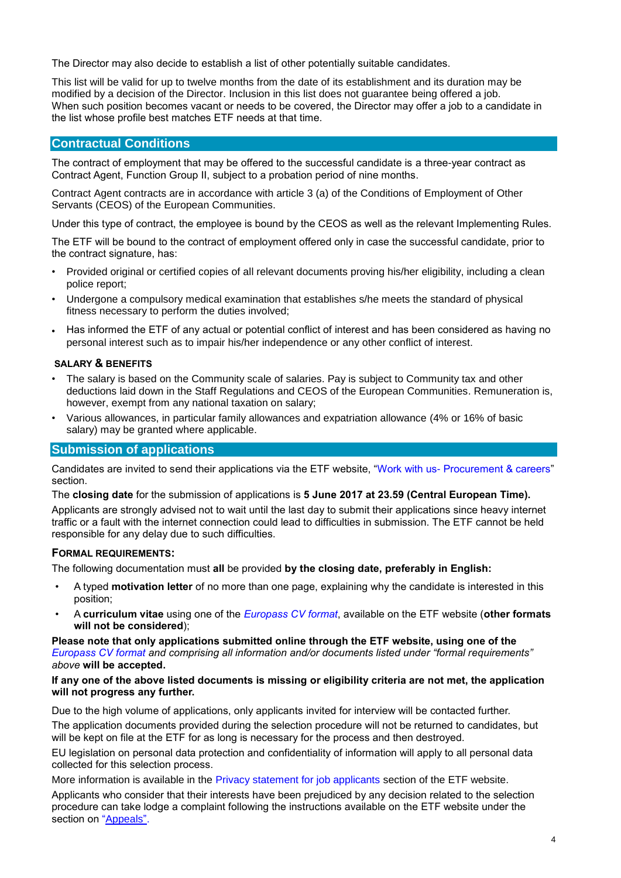The Director may also decide to establish a list of other potentially suitable candidates.

This list will be valid for up to twelve months from the date of its establishment and its duration may be modified by a decision of the Director. Inclusion in this list does not guarantee being offered a job. When such position becomes vacant or needs to be covered, the Director may offer a job to a candidate in the list whose profile best matches ETF needs at that time.

## Contractual Conditions

The contract of employment that may be offered to the successful candidate is a three-year contract as Contract Agent, Function Group II, subject to a probation period of nine months.

Contract Agent contracts are in accordance with article 3 (a) of the Conditions of Employment of Other Servants (CEOS) of the European Communities.

Under this type of contract, the employee is bound by the CEOS as well as the relevant Implementing Rules.

The ETF will be bound to the contract of employment offered only in case the successful candidate, prior to the contract signature, has:

- Provided original or certified copies of all relevant documents proving his/her eligibility, including a clean police report;
- Undergone a compulsory medical examination that establishes s/he meets the standard of physical fitness necessary to perform the duties involved;
- Has informed the ETF of any actual or potential conflict of interest and has been considered as having no personal interest such as to impair his/her independence or any other conflict of interest.

### SALARY & BENEFITS

- The salary is based on the Community scale of salaries. Pay is subject to Community tax and other deductions laid down in the Staff Regulations and CEOS of the European Communities. Remuneration is, however, exempt from any national taxation on salary;
- Various allowances, in particular family allowances and expatriation allowance (4% or 16% of basic salary) may be granted where applicable.

## Submission of applications

Candidates are invited to send their applications via the ETF website, "Work with us- Procurement & careers" section.

The **closing date** for the submission of applications is **5 June 2017 at 23.59 (Central European Time).**

Applicants are strongly advised not to wait until the last day to submit their applications since heavy internet traffic or a fault with the internet connection could lead to difficulties in submission. The ETF cannot be held responsible for any delay due to such difficulties.

### FORMAL REQUIREMENTS:

The following documentation must **all** be provided **by the closing date, preferably in English:**

- A typed **motivation letter** of no more than one page, explaining why the candidate is interested in this position;
- A **curriculum vitae** using one of the *Europass CV format*, available on the ETF website (**other formats will not be considered**);

**Please note that only applications submitted online through the ETF website, using one of the** *Europass CV format and comprising all information and/or documents listed under "formal requirements" above* **will be accepted.**

**If any one of the above listed documents is missing or eligibility criteria are not met, the application will not progress any further.**

Due to the high volume of applications, only applicants invited for interview will be contacted further.

The application documents provided during the selection procedure will not be returned to candidates, but will be kept on file at the ETF for as long is necessary for the process and then destroyed.

EU legislation on personal data protection and confidentiality of information will apply to all personal data collected for this selection process.

More information is available in the Privacy statement for job applicants section of the ETF website.

Applicants who consider that their interests have been prejudiced by any decision related to the selection procedure can take lodge a complaint following the instructions available on the ETF website under the section on "Appeals".